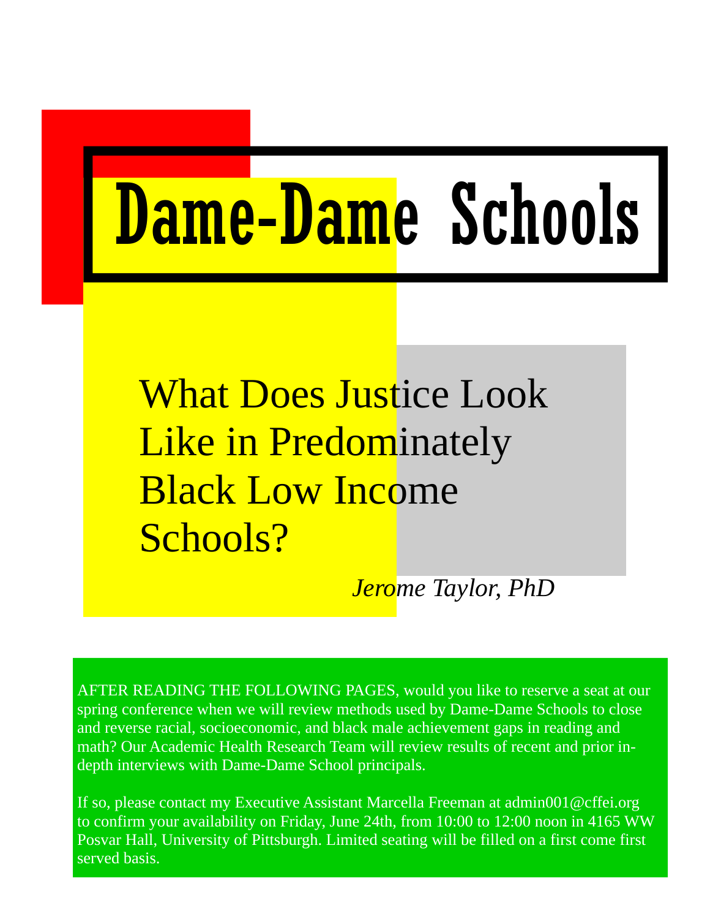# Dame-Dame Schools

## What Does Justice Look Like in Predominately Black Low Income Schools?

*Jerome Taylor, PhD*

AFTER READING THE FOLLOWING PAGES, would you like to reserve a seat at our spring conference when we will review methods used by Dame-Dame Schools to close and reverse racial, socioeconomic, and black male achievement gaps in reading and math? Our Academic Health Research Team will review results of recent and prior in-depth interviews with Dame-Dame School principals.

If so, please contact my Executive Assistant Marcella Freeman at admin001@cffei.org to confirm your availability on Friday, June 24th, from 10:00 to 12:00 noon in 4165 WW Posvar Hall, University of Pittsburgh. Limited seating will be filled on a first come first served basis.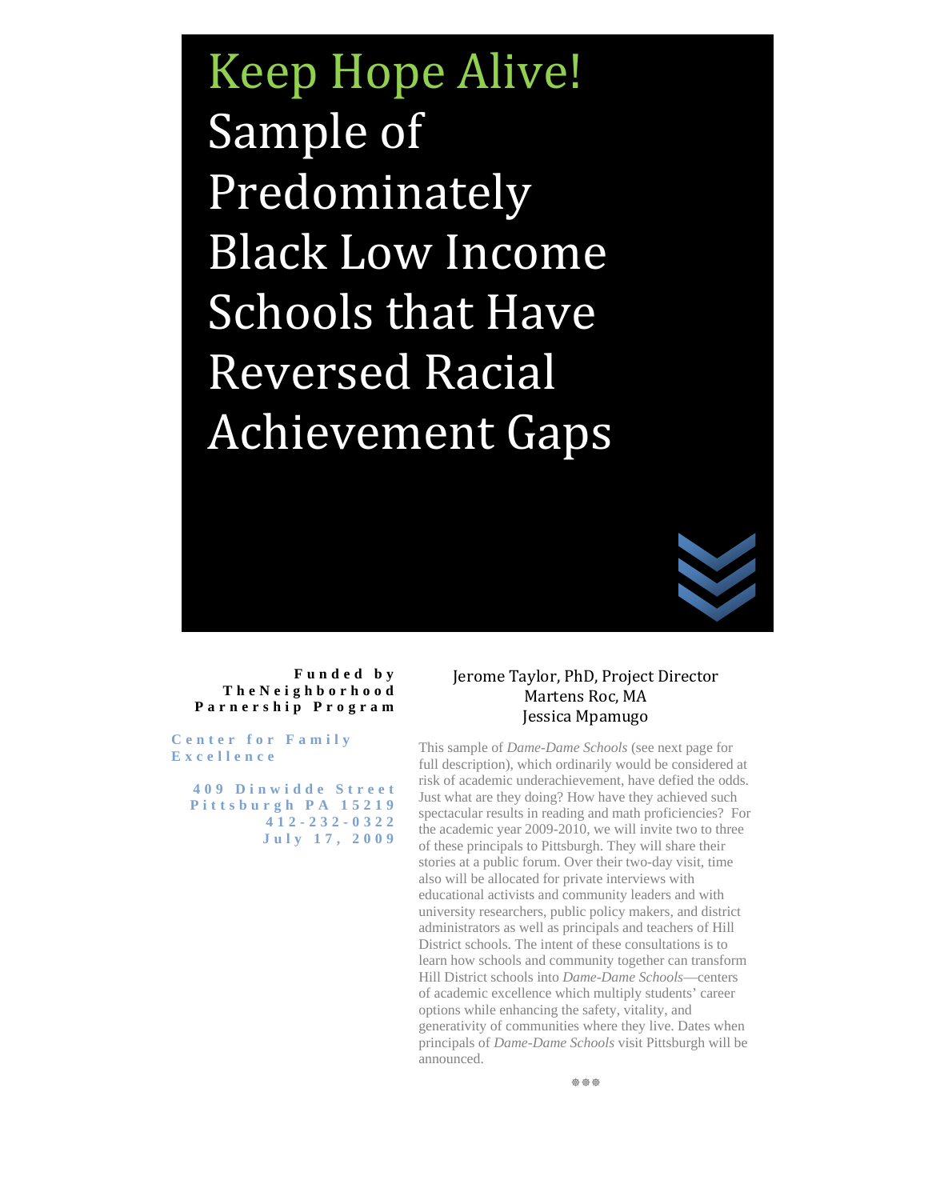# Keep Hope Alive! Sample of Predominately Black Low Income Schools that Have Reversed Racial Achievement Gaps

Funded by
TheNeighborhood Parnership Program

Center for Family Excellence

409 Dinwidde Street
Pittsburgh PA 15219
412-232-0322
July 17, 2009

Jerome Taylor, PhD, Project Director
Martens Roc, MA
Jessica Mpamugo

This sample of *Dame-Dame Schools* (see next page for full description), which ordinarily would be considered at risk of academic underachievement, have defied the odds. Just what are they doing? How have they achieved such spectacular results in reading and math proficiencies? For the academic year 2009-2010, we will invite two to three of these principals to Pittsburgh. They will share their stories at a public forum. Over their two-day visit, time also will be allocated for private interviews with educational activists and community leaders and with university researchers, public policy makers, and district administrators as well as principals and teachers of Hill District schools. The intent of these consultations is to learn how schools and community together can transform Hill District schools into *Dame-Dame Schools*—centers of academic excellence which multiply students' career options while enhancing the safety, vitality, and generativity of communities where they live. Dates when principals of *Dame-Dame Schools* visit Pittsburgh will be announced.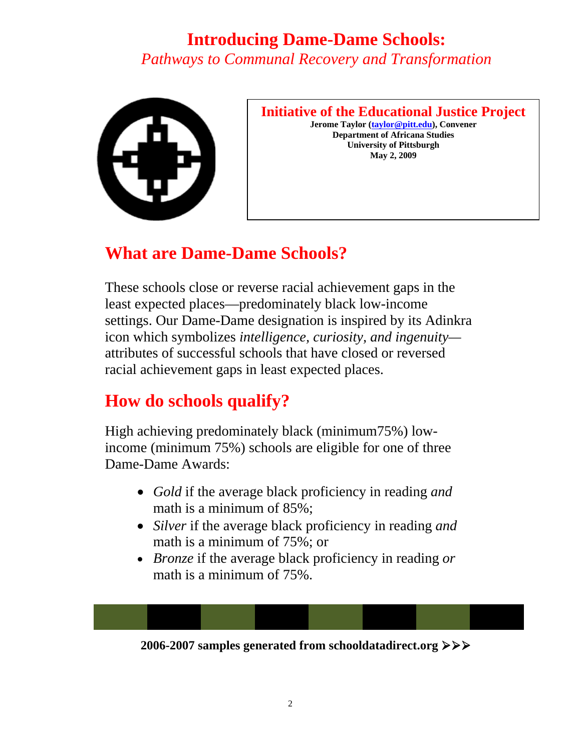# Introducing Dame-Dame Schools:

*Pathways to Communal Recovery and Transformation*

**Initiative of the Educational Justice Project**

**Jerome Taylor (taylor@pitt.edu), Convener**
**Department of Africana Studies**
**University of Pittsburgh**
**May 2, 2009**

## What are Dame-Dame Schools?

These schools close or reverse racial achievement gaps in the least expected places—predominately black low-income settings. Our Dame-Dame designation is inspired by its Adinkra icon which symbolizes *intelligence, curiosity, and ingenuity*—attributes of successful schools that have closed or reversed racial achievement gaps in least expected places.

## How do schools qualify?

High achieving predominately black (minimum75%) low-income (minimum 75%) schools are eligible for one of three Dame-Dame Awards:

- *Gold* if the average black proficiency in reading *and* math is a minimum of 85%;
- *Silver* if the average black proficiency in reading *and* math is a minimum of 75%; or
- *Bronze* if the average black proficiency in reading *or* math is a minimum of 75%.

**2006-2007 samples generated from schooldatadirect.org ➢➢➢**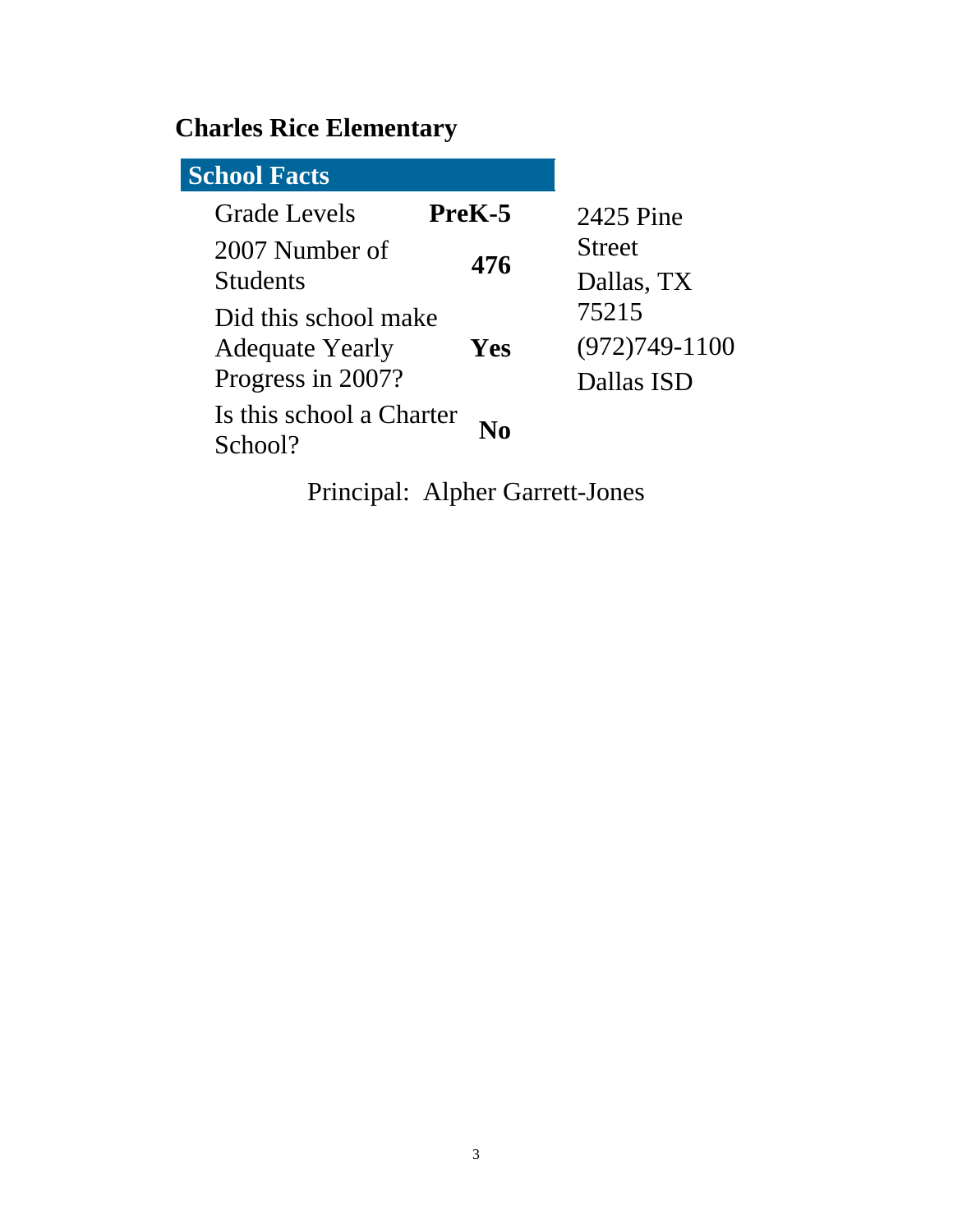# Charles Rice Elementary

| School Facts | |
|---|---|
| Grade Levels | **PreK-5** |
| 2007 Number of Students | **476** |
| Did this school make Adequate Yearly Progress in 2007? | **Yes** |
| Is this school a Charter School? | **No** |

2425 Pine Street
Dallas, TX 75215
(972)749-1100
Dallas ISD

Principal: Alpher Garrett-Jones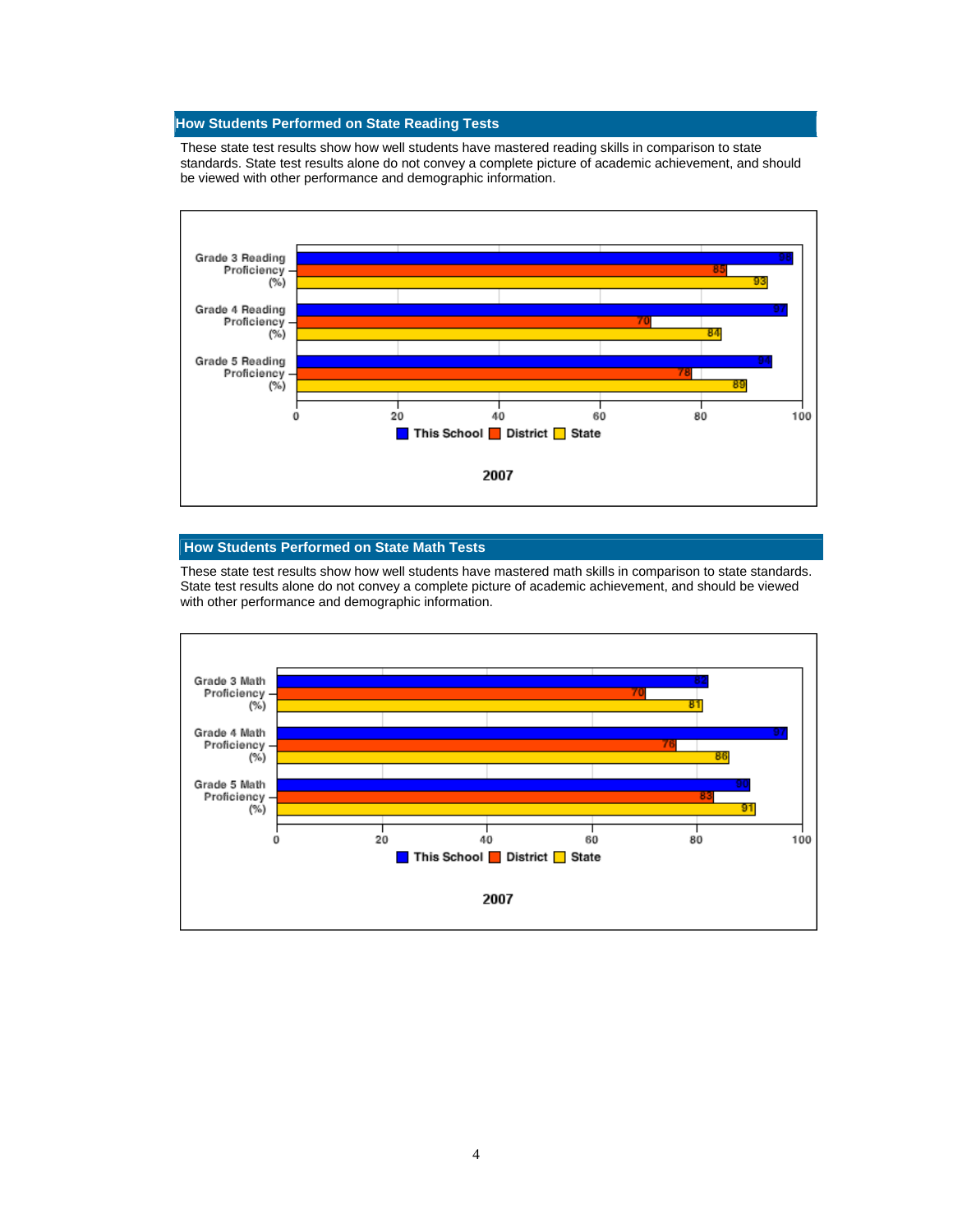## How Students Performed on State Reading Tests

These state test results show how well students have mastered reading skills in comparison to state standards. State test results alone do not convey a complete picture of academic achievement, and should be viewed with other performance and demographic information.

**2007**

| | This School | District | State |
|---|---|---|---|
| Grade 3 Reading Proficiency (%) | 98 | 85 | 93 |
| Grade 4 Reading Proficiency (%) | 97 | 70 | 84 |
| Grade 5 Reading Proficiency (%) | 94 | 78 | 89 |

## How Students Performed on State Math Tests

These state test results show how well students have mastered math skills in comparison to state standards. State test results alone do not convey a complete picture of academic achievement, and should be viewed with other performance and demographic information.

**2007**

| | This School | District | State |
|---|---|---|---|
| Grade 3 Math Proficiency (%) | 82 | 70 | 81 |
| Grade 4 Math Proficiency (%) | 97 | 76 | 86 |
| Grade 5 Math Proficiency (%) | 90 | 83 | 91 |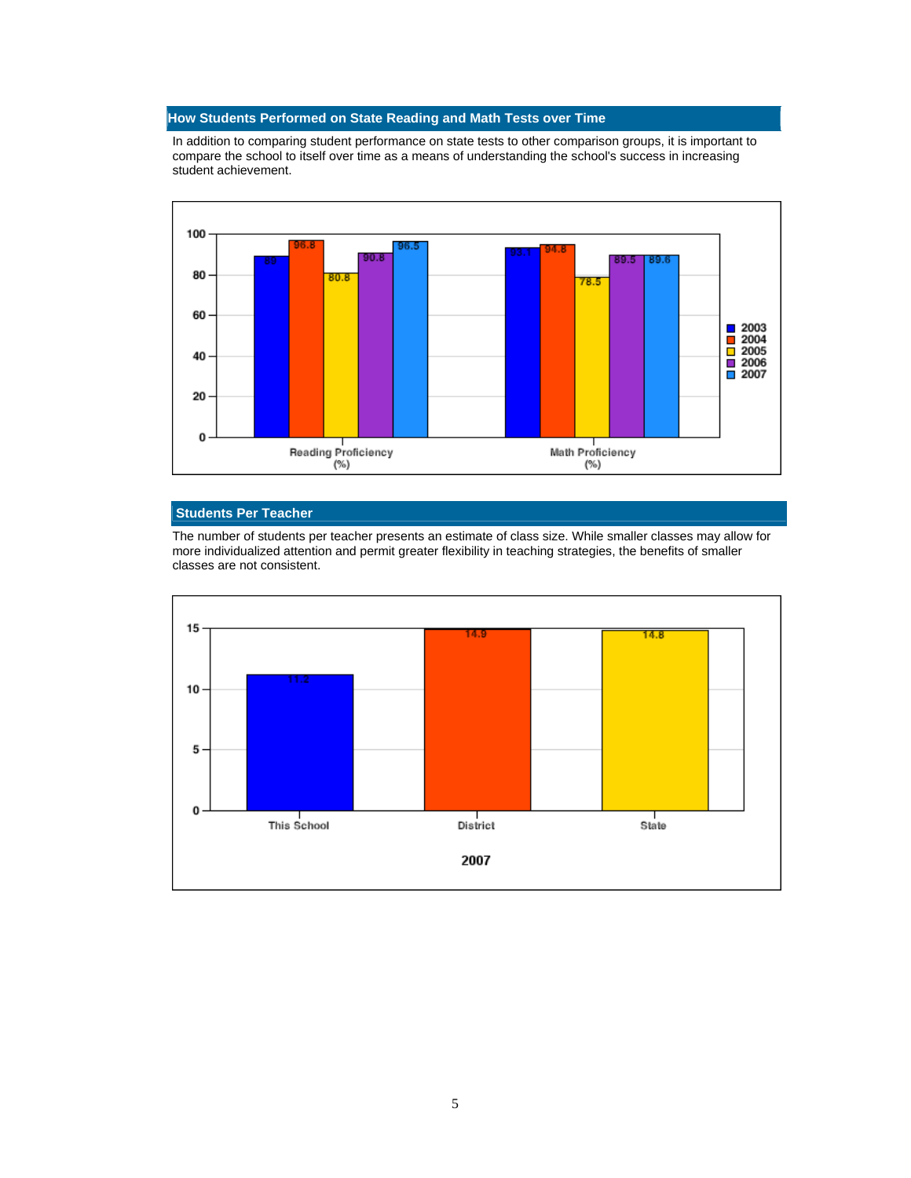## How Students Performed on State Reading and Math Tests over Time

In addition to comparing student performance on state tests to other comparison groups, it is important to compare the school to itself over time as a means of understanding the school's success in increasing student achievement.

| | 2003 | 2004 | 2005 | 2006 | 2007 |
|---|---|---|---|---|---|
| Reading Proficiency (%) | 89 | 96.8 | 80.8 | 90.8 | 96.5 |
| Math Proficiency (%) | 93.1 | 94.8 | 78.5 | 89.5 | 89.6 |

## Students Per Teacher

The number of students per teacher presents an estimate of class size. While smaller classes may allow for more individualized attention and permit greater flexibility in teaching strategies, the benefits of smaller classes are not consistent.

| 2007 | This School | District | State |
|---|---|---|---|
| Students Per Teacher | 11.2 | 14.9 | 14.8 |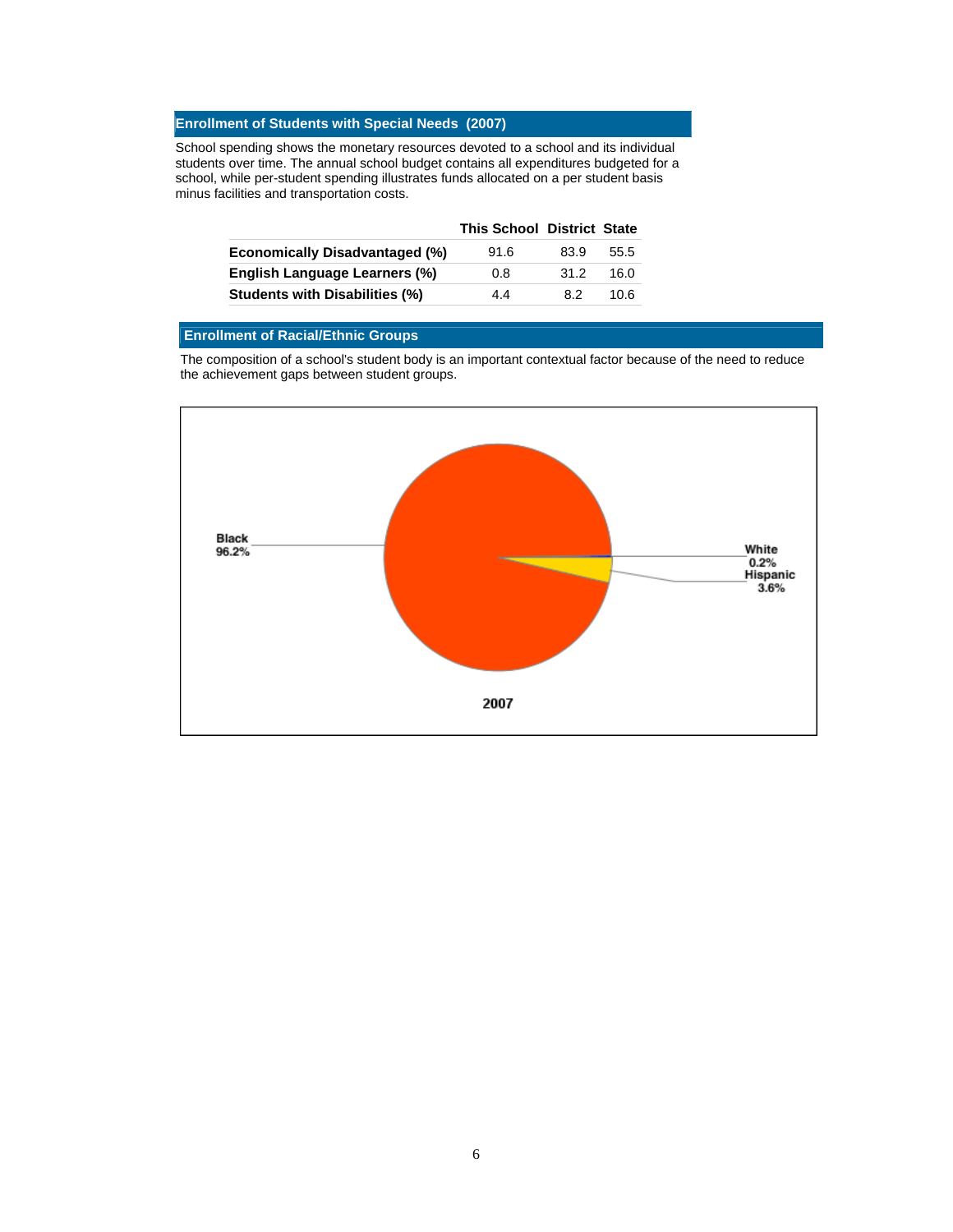## Enrollment of Students with Special Needs (2007)

School spending shows the monetary resources devoted to a school and its individual students over time. The annual school budget contains all expenditures budgeted for a school, while per-student spending illustrates funds allocated on a per student basis minus facilities and transportation costs.

| | This School | District | State |
|---|---|---|---|
| **Economically Disadvantaged (%)** | 91.6 | 83.9 | 55.5 |
| **English Language Learners (%)** | 0.8 | 31.2 | 16.0 |
| **Students with Disabilities (%)** | 4.4 | 8.2 | 10.6 |

## Enrollment of Racial/Ethnic Groups

The composition of a school's student body is an important contextual factor because of the need to reduce the achievement gaps between student groups.

Black 96.2%

White 0.2%

Hispanic 3.6%

2007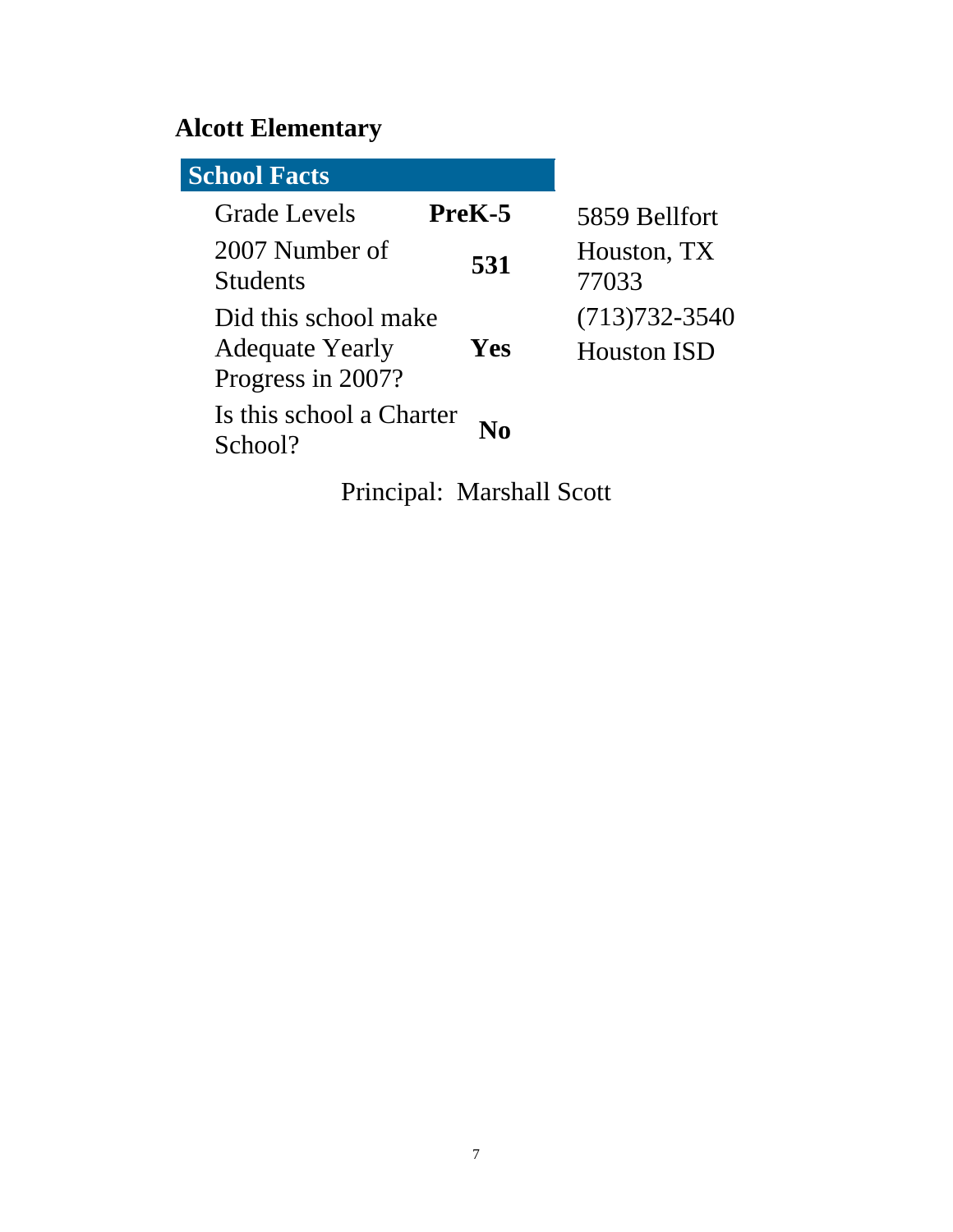# Alcott Elementary

| School Facts | |
|---|---|
| Grade Levels | **PreK-5** |
| 2007 Number of Students | **531** |
| Did this school make Adequate Yearly Progress in 2007? | **Yes** |
| Is this school a Charter School? | **No** |

5859 Bellfort
Houston, TX 77033
(713)732-3540
Houston ISD

Principal: Marshall Scott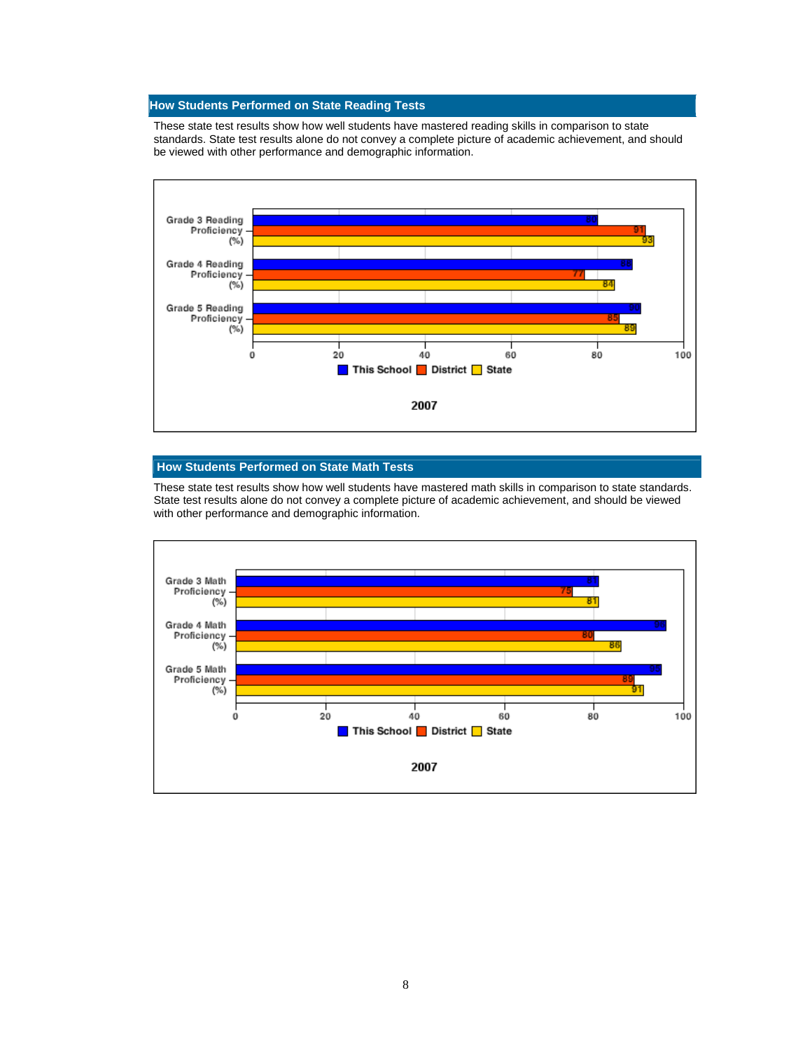## How Students Performed on State Reading Tests

These state test results show how well students have mastered reading skills in comparison to state standards. State test results alone do not convey a complete picture of academic achievement, and should be viewed with other performance and demographic information.

**2007**

| | This School | District | State |
|---|---|---|---|
| Grade 3 Reading Proficiency (%) | 80 | 91 | 93 |
| Grade 4 Reading Proficiency (%) | 88 | 77 | 84 |
| Grade 5 Reading Proficiency (%) | 90 | 85 | 89 |

## How Students Performed on State Math Tests

These state test results show how well students have mastered math skills in comparison to state standards. State test results alone do not convey a complete picture of academic achievement, and should be viewed with other performance and demographic information.

**2007**

| | This School | District | State |
|---|---|---|---|
| Grade 3 Math Proficiency (%) | 81 | 75 | 81 |
| Grade 4 Math Proficiency (%) | 96 | 80 | 86 |
| Grade 5 Math Proficiency (%) | 95 | 89 | 91 |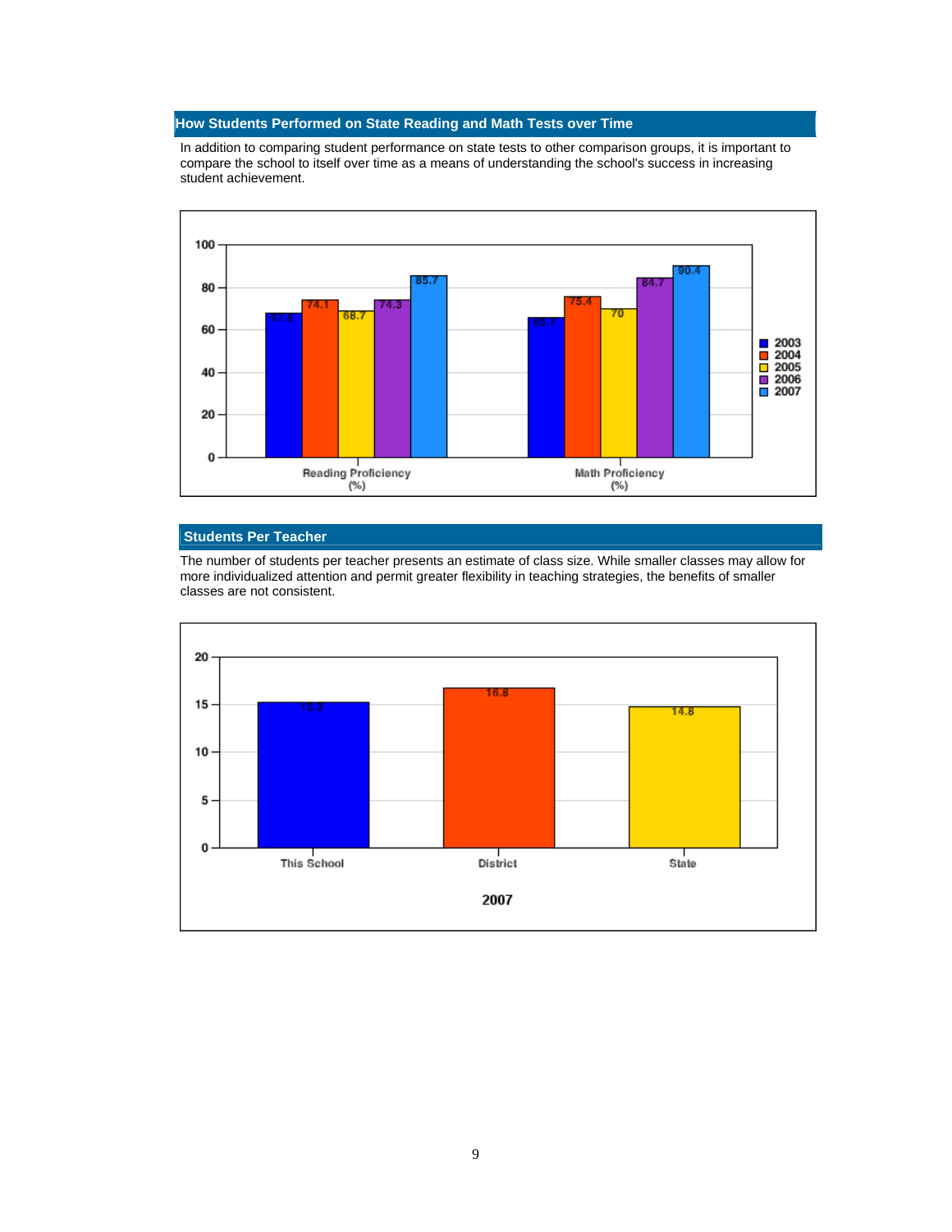## How Students Performed on State Reading and Math Tests over Time

In addition to comparing student performance on state tests to other comparison groups, it is important to compare the school to itself over time as a means of understanding the school's success in increasing student achievement.

| | 2003 | 2004 | 2005 | 2006 | 2007 |
|---|---|---|---|---|---|
| Reading Proficiency (%) | 67.6 | 74.1 | 68.7 | 74.3 | 85.7 |
| Math Proficiency (%) | 65.7 | 75.4 | 70 | 84.7 | 90.4 |

## Students Per Teacher

The number of students per teacher presents an estimate of class size. While smaller classes may allow for more individualized attention and permit greater flexibility in teaching strategies, the benefits of smaller classes are not consistent.

| 2007 | This School | District | State |
|---|---|---|---|
| Students Per Teacher | 15.3 | 16.8 | 14.8 |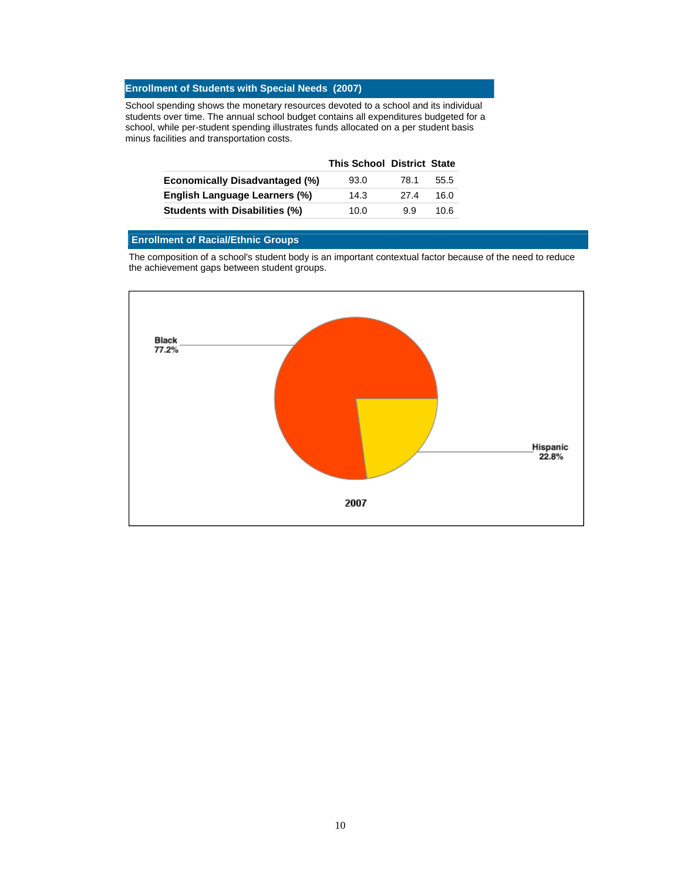## Enrollment of Students with Special Needs (2007)

School spending shows the monetary resources devoted to a school and its individual students over time. The annual school budget contains all expenditures budgeted for a school, while per-student spending illustrates funds allocated on a per student basis minus facilities and transportation costs.

| | This School | District | State |
|---|---|---|---|
| **Economically Disadvantaged (%)** | 93.0 | 78.1 | 55.5 |
| **English Language Learners (%)** | 14.3 | 27.4 | 16.0 |
| **Students with Disabilities (%)** | 10.0 | 9.9 | 10.6 |

## Enrollment of Racial/Ethnic Groups

The composition of a school's student body is an important contextual factor because of the need to reduce the achievement gaps between student groups.

Black 77.2%

Hispanic 22.8%

2007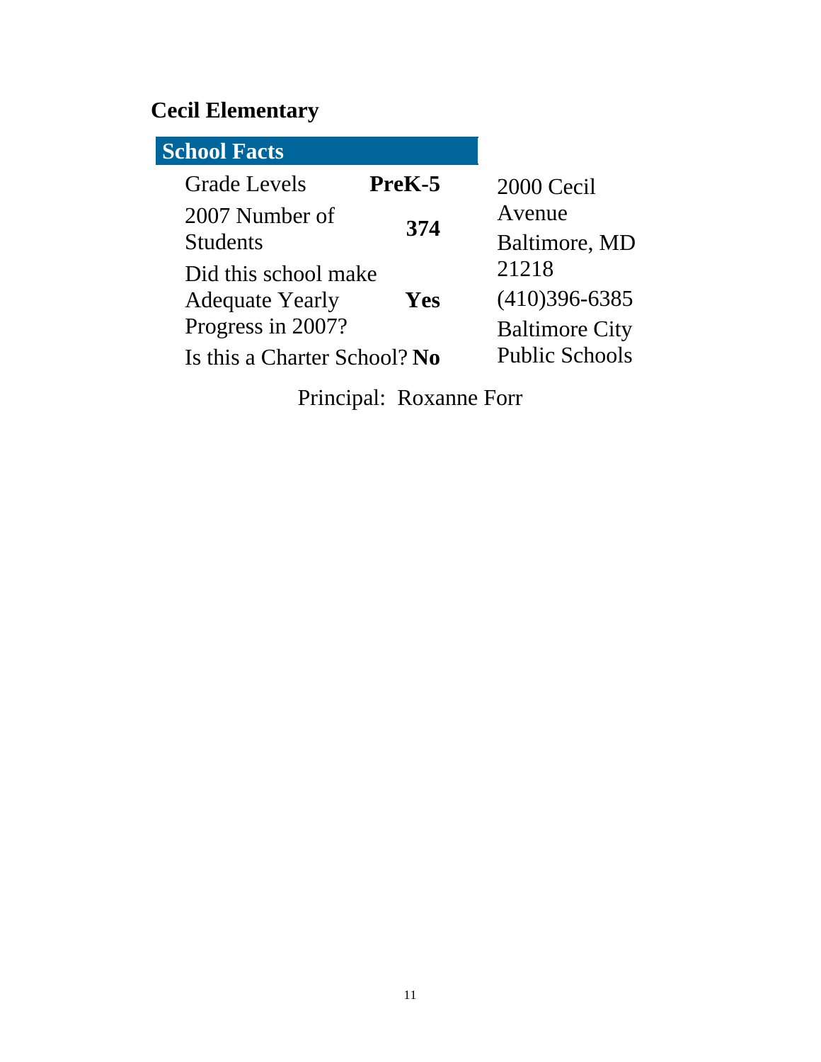# Cecil Elementary

| School Facts | |
|---|---|
| Grade Levels | **PreK-5** |
| 2007 Number of Students | **374** |
| Did this school make Adequate Yearly Progress in 2007? | **Yes** |
| Is this a Charter School? | **No** |

2000 Cecil Avenue
Baltimore, MD 21218
(410)396-6385
Baltimore City Public Schools

Principal: Roxanne Forr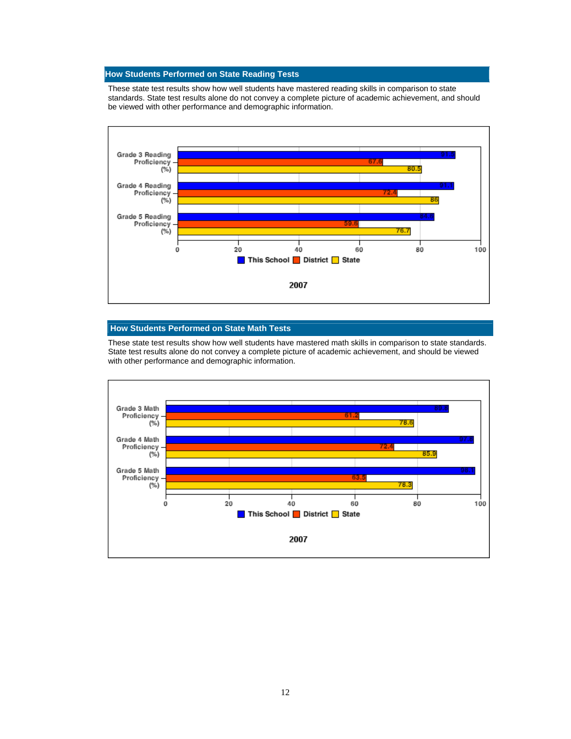## How Students Performed on State Reading Tests

These state test results show how well students have mastered reading skills in comparison to state standards. State test results alone do not convey a complete picture of academic achievement, and should be viewed with other performance and demographic information.

| | This School | District | State |
|---|---|---|---|
| Grade 3 Reading Proficiency (%) | 91.5 | 67.6 | 80.5 |
| Grade 4 Reading Proficiency (%) | 91.1 | 72.4 | 86 |
| Grade 5 Reading Proficiency (%) | 84.6 | 59.6 | 76.7 |

2007

## How Students Performed on State Math Tests

These state test results show how well students have mastered math skills in comparison to state standards. State test results alone do not convey a complete picture of academic achievement, and should be viewed with other performance and demographic information.

| | This School | District | State |
|---|---|---|---|
| Grade 3 Math Proficiency (%) | 89.8 | 61.2 | 78.6 |
| Grade 4 Math Proficiency (%) | 97.8 | 72.4 | 85.9 |
| Grade 5 Math Proficiency (%) | 98.1 | 63.5 | 78.3 |

2007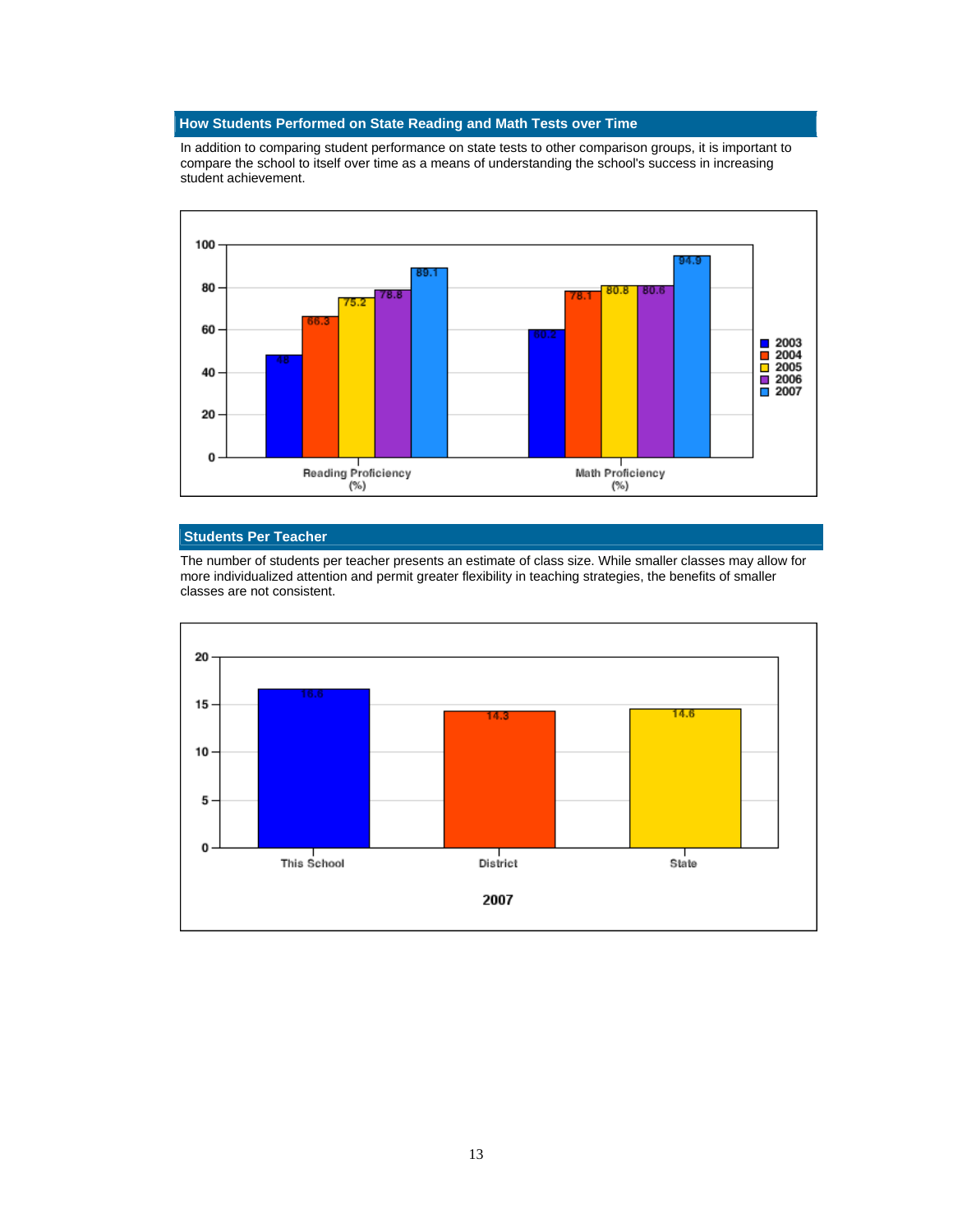## How Students Performed on State Reading and Math Tests over Time

In addition to comparing student performance on state tests to other comparison groups, it is important to compare the school to itself over time as a means of understanding the school's success in increasing student achievement.

| | 2003 | 2004 | 2005 | 2006 | 2007 |
|---|---|---|---|---|---|
| Reading Proficiency (%) | 48 | 66.3 | 75.2 | 78.8 | 89.1 |
| Math Proficiency (%) | 60.2 | 78.1 | 80.8 | 80.6 | 94.9 |

## Students Per Teacher

The number of students per teacher presents an estimate of class size. While smaller classes may allow for more individualized attention and permit greater flexibility in teaching strategies, the benefits of smaller classes are not consistent.

| 2007 | This School | District | State |
|---|---|---|---|
| Students Per Teacher | 16.6 | 14.3 | 14.6 |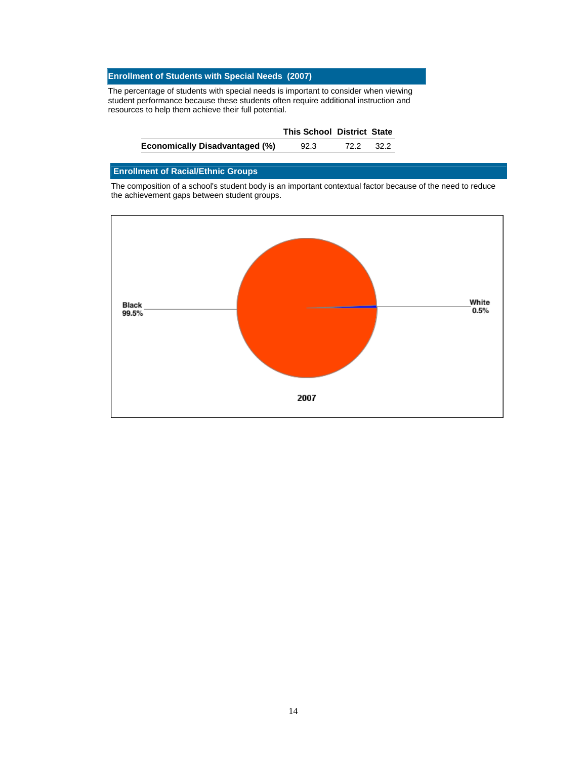## Enrollment of Students with Special Needs (2007)

The percentage of students with special needs is important to consider when viewing student performance because these students often require additional instruction and resources to help them achieve their full potential.

| | This School | District | State |
|---|---|---|---|
| **Economically Disadvantaged (%)** | 92.3 | 72.2 | 32.2 |

## Enrollment of Racial/Ethnic Groups

The composition of a school's student body is an important contextual factor because of the need to reduce the achievement gaps between student groups.

Black 99.5%

White 0.5%

2007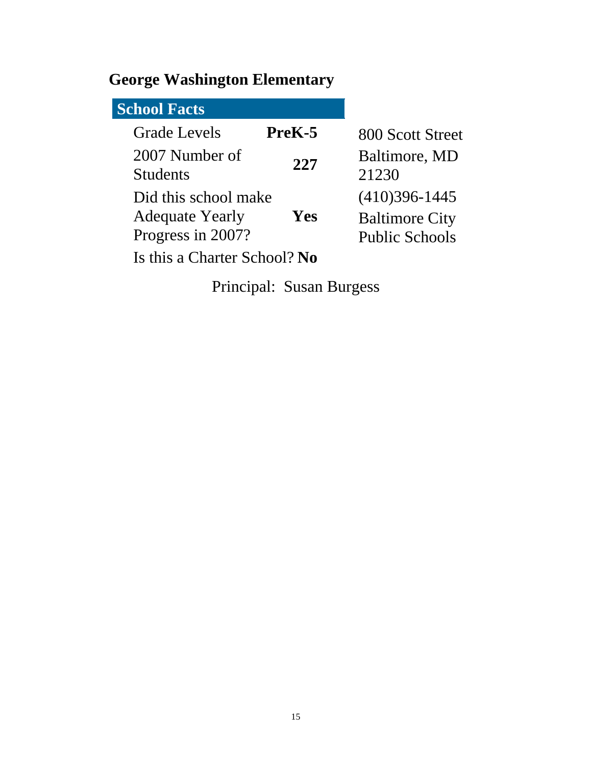# George Washington Elementary

| School Facts | |
|---|---|
| Grade Levels | **PreK-5** |
| 2007 Number of Students | **227** |
| Did this school make Adequate Yearly Progress in 2007? | **Yes** |
| Is this a Charter School? | **No** |

800 Scott Street
Baltimore, MD 21230
(410)396-1445
Baltimore City Public Schools

Principal: Susan Burgess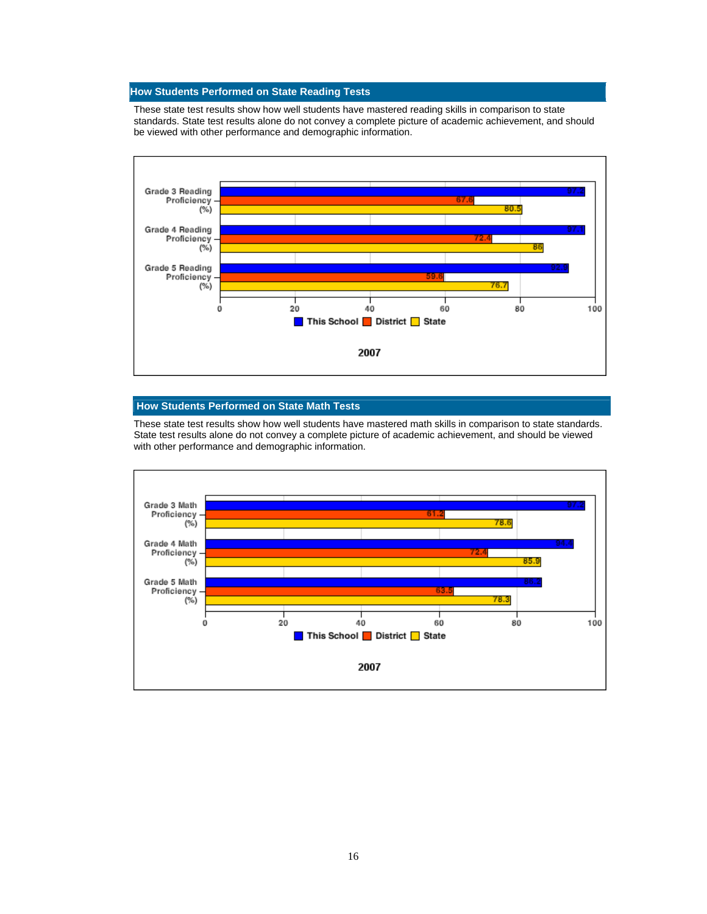## How Students Performed on State Reading Tests

These state test results show how well students have mastered reading skills in comparison to state standards. State test results alone do not convey a complete picture of academic achievement, and should be viewed with other performance and demographic information.

**2007**

| | This School | District | State |
|---|---|---|---|
| Grade 3 Reading Proficiency (%) | 97.2 | 67.6 | 80.5 |
| Grade 4 Reading Proficiency (%) | 97.1 | 72.4 | 86 |
| Grade 5 Reading Proficiency (%) | 92.9 | 59.6 | 76.7 |

## How Students Performed on State Math Tests

These state test results show how well students have mastered math skills in comparison to state standards. State test results alone do not convey a complete picture of academic achievement, and should be viewed with other performance and demographic information.

**2007**

| | This School | District | State |
|---|---|---|---|
| Grade 3 Math Proficiency (%) | 97.4 | 61.2 | 78.6 |
| Grade 4 Math Proficiency (%) | 94.4 | 72.4 | 85.9 |
| Grade 5 Math Proficiency (%) | 86.4 | 63.5 | 78.3 |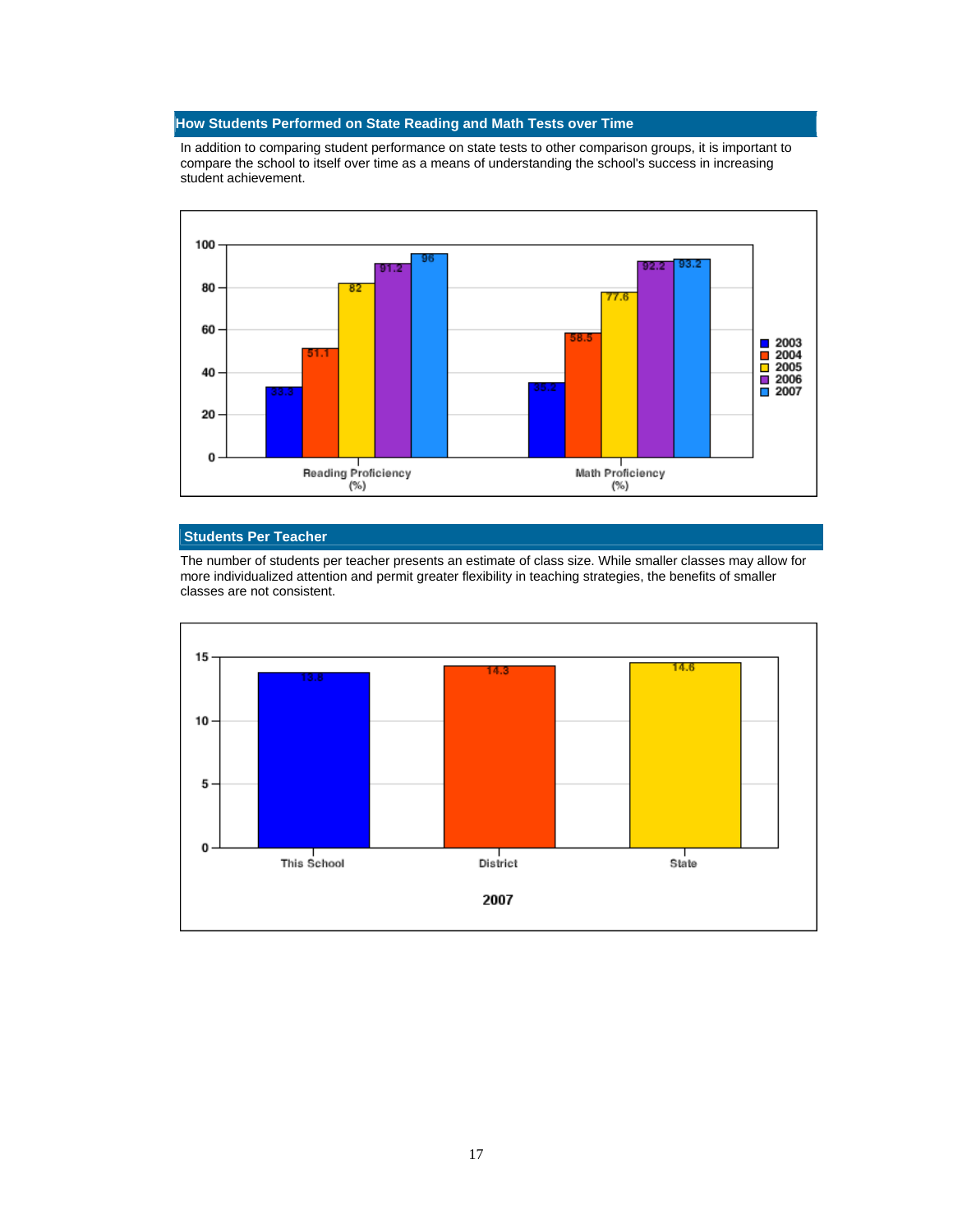## How Students Performed on State Reading and Math Tests over Time

In addition to comparing student performance on state tests to other comparison groups, it is important to compare the school to itself over time as a means of understanding the school's success in increasing student achievement.

| | 2003 | 2004 | 2005 | 2006 | 2007 |
|---|---|---|---|---|---|
| Reading Proficiency (%) | 33.3 | 51.1 | 82 | 91.2 | 96 |
| Math Proficiency (%) | 35.2 | 58.5 | 77.8 | 92.2 | 93.2 |

## Students Per Teacher

The number of students per teacher presents an estimate of class size. While smaller classes may allow for more individualized attention and permit greater flexibility in teaching strategies, the benefits of smaller classes are not consistent.

| | This School | District | State |
|---|---|---|---|
| 2007 | 13.8 | 14.3 | 14.6 |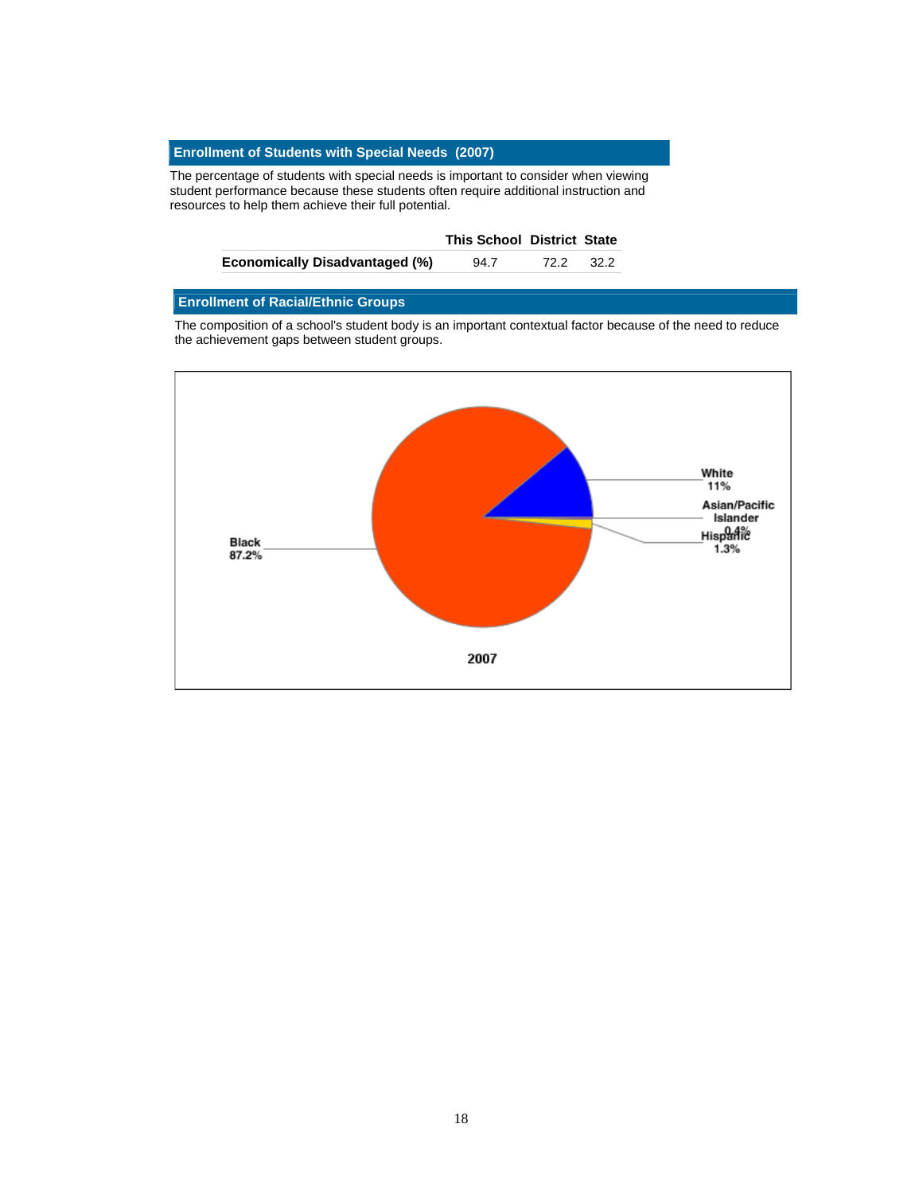## Enrollment of Students with Special Needs (2007)

The percentage of students with special needs is important to consider when viewing student performance because these students often require additional instruction and resources to help them achieve their full potential.

| | This School | District | State |
|---|---|---|---|
| **Economically Disadvantaged (%)** | 94.7 | 72.2 | 32.2 |

## Enrollment of Racial/Ethnic Groups

The composition of a school's student body is an important contextual factor because of the need to reduce the achievement gaps between student groups.

Black 87.2%

White 11%

Asian/Pacific Islander 0.4%

Hispanic 1.3%

2007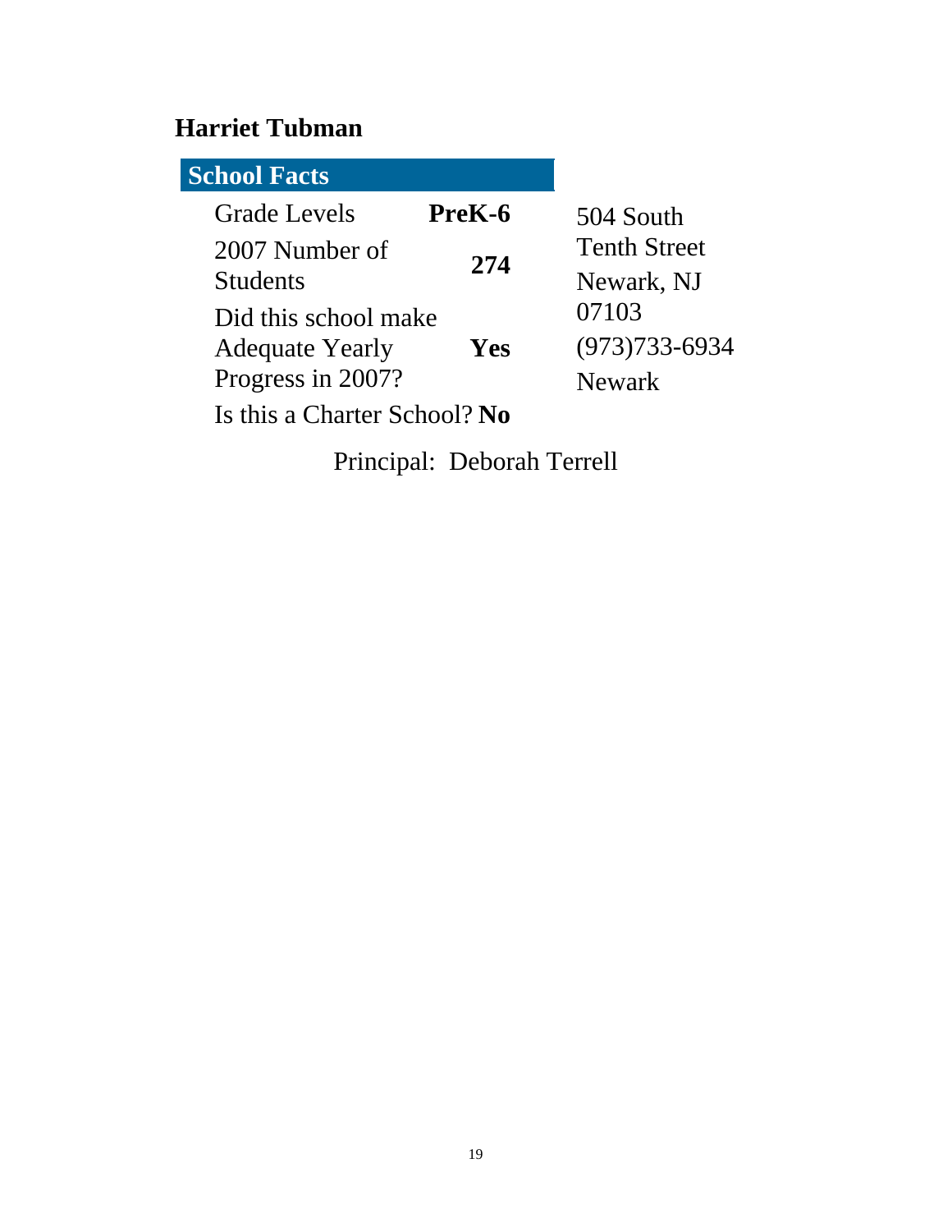## Harriet Tubman

| School Facts | |
|---|---|
| Grade Levels | **PreK-6** |
| 2007 Number of Students | **274** |
| Did this school make Adequate Yearly Progress in 2007? | **Yes** |
| Is this a Charter School? | **No** |

504 South Tenth Street
Newark, NJ 07103
(973)733-6934
Newark

Principal: Deborah Terrell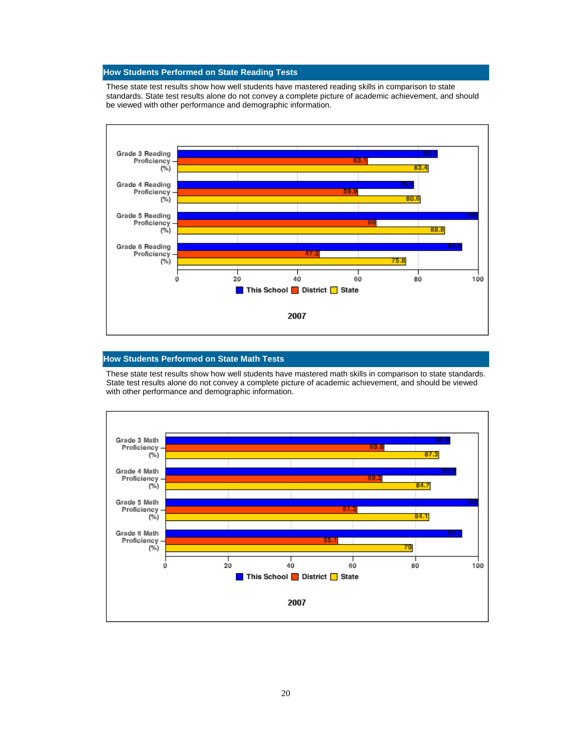## How Students Performed on State Reading Tests

These state test results show how well students have mastered reading skills in comparison to state standards. State test results alone do not convey a complete picture of academic achievement, and should be viewed with other performance and demographic information.

**2007**

| | This School | District | State |
|---|---|---|---|
| Grade 3 Reading Proficiency (%) | 86.7 | 63.1 | 83.4 |
| Grade 4 Reading Proficiency (%) | 78.6 | 59.9 | 80.6 |
| Grade 5 Reading Proficiency (%) | 100 | 66 | 88.8 |
| Grade 6 Reading Proficiency (%) | 94.5 | 47.2 | 75.8 |

## How Students Performed on State Math Tests

These state test results show how well students have mastered math skills in comparison to state standards. State test results alone do not convey a complete picture of academic achievement, and should be viewed with other performance and demographic information.

**2007**

| | This School | District | State |
|---|---|---|---|
| Grade 3 Math Proficiency (%) | 90.9 | 69.8 | 87.3 |
| Grade 4 Math Proficiency (%) | 92.9 | 69.2 | 84.7 |
| Grade 5 Math Proficiency (%) | 100 | 61.2 | 84.1 |
| Grade 6 Math Proficiency (%) | 94.7 | 55.1 | 79 |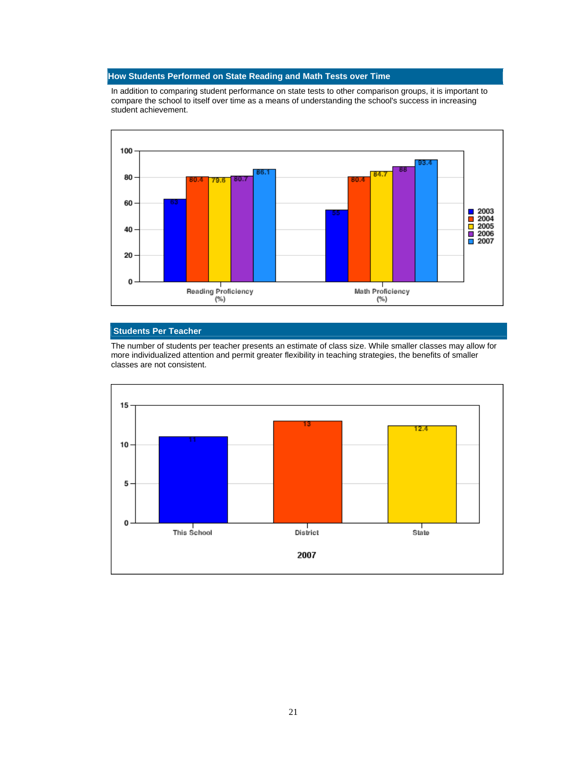## How Students Performed on State Reading and Math Tests over Time

In addition to comparing student performance on state tests to other comparison groups, it is important to compare the school to itself over time as a means of understanding the school's success in increasing student achievement.

| | 2003 | 2004 | 2005 | 2006 | 2007 |
|---|---|---|---|---|---|
| Reading Proficiency (%) | 63 | 80.4 | 79.6 | 80.7 | 86.1 |
| Math Proficiency (%) | 55 | 80.4 | 84.7 | 88 | 93.4 |

## Students Per Teacher

The number of students per teacher presents an estimate of class size. While smaller classes may allow for more individualized attention and permit greater flexibility in teaching strategies, the benefits of smaller classes are not consistent.

| 2007 | This School | District | State |
|---|---|---|---|
| Students Per Teacher | 11 | 13 | 12.4 |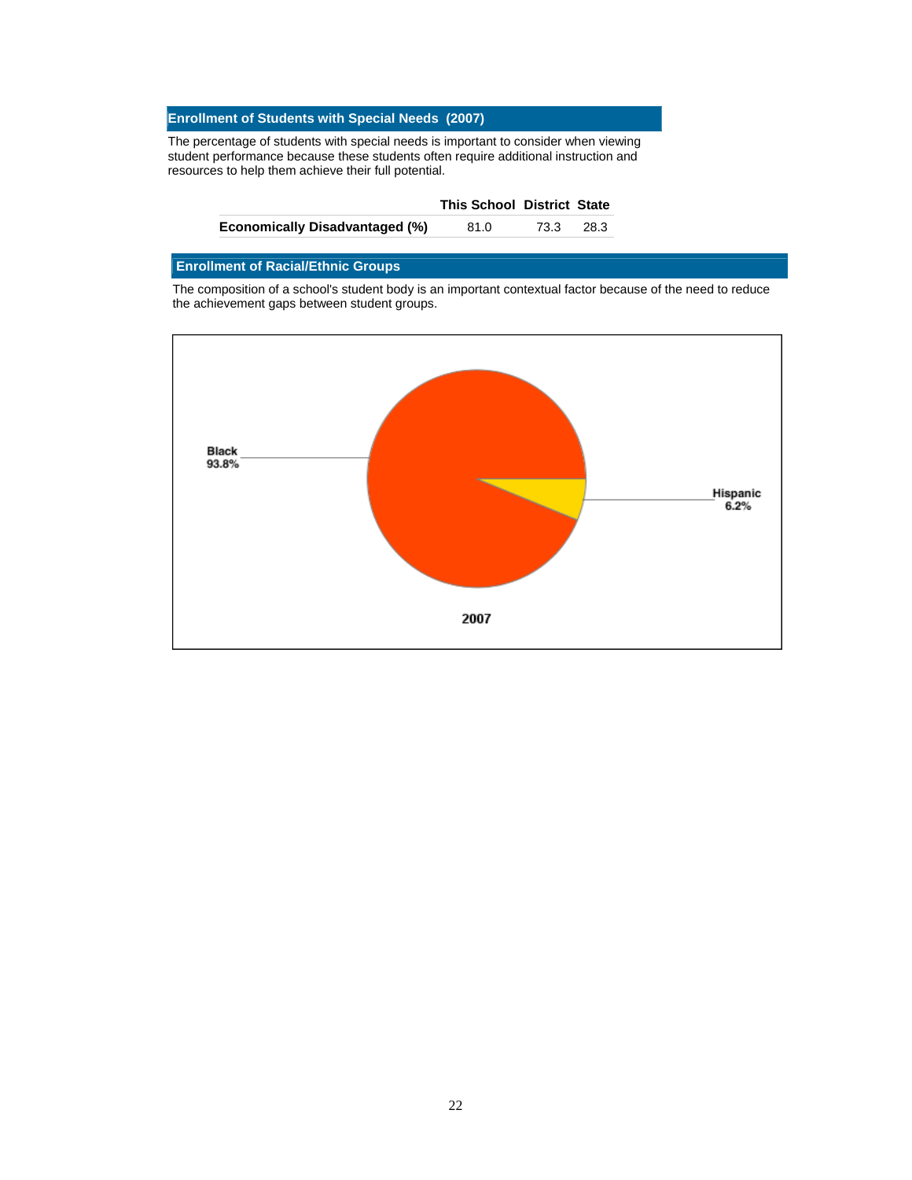## Enrollment of Students with Special Needs (2007)

The percentage of students with special needs is important to consider when viewing student performance because these students often require additional instruction and resources to help them achieve their full potential.

| | This School | District | State |
|---|---|---|---|
| **Economically Disadvantaged (%)** | 81.0 | 73.3 | 28.3 |

## Enrollment of Racial/Ethnic Groups

The composition of a school's student body is an important contextual factor because of the need to reduce the achievement gaps between student groups.

Black
93.8%

Hispanic
6.2%

2007